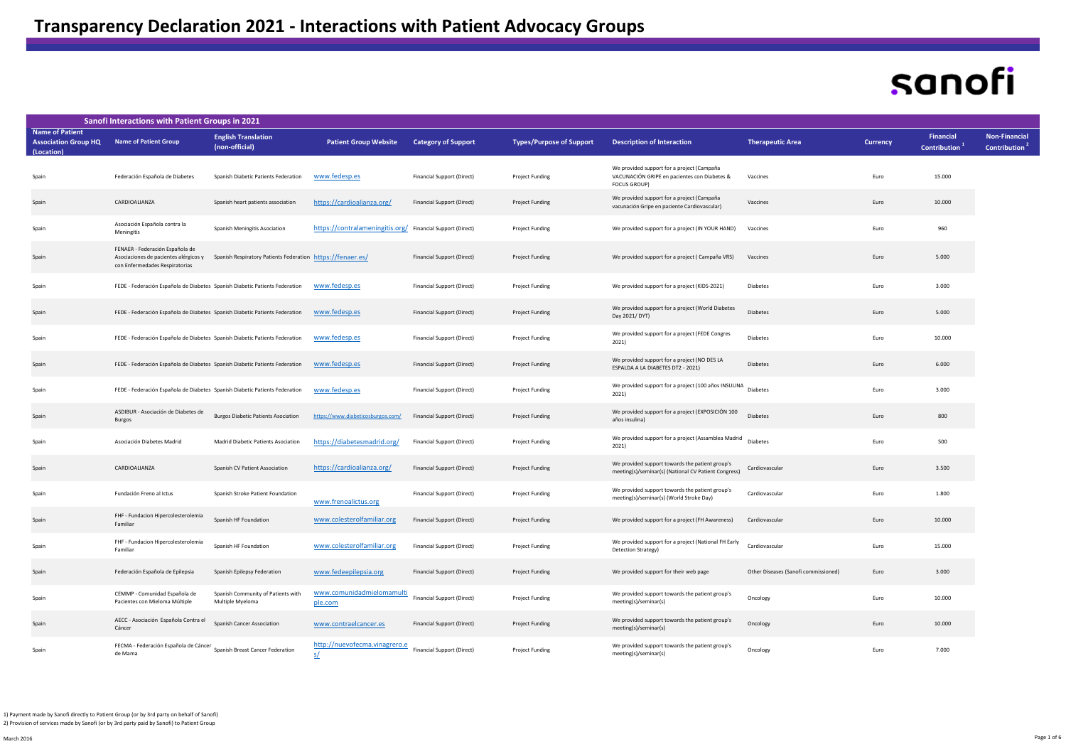# Transparency Declaration 2021 - Interactions with Patient Advocacy Groups

sanofi

## Sanofi Interactions with Patient Groups in 2021

| Name of Patient Association Group HQ (Location) | Name of Patient Group | English Translation (non-official) | Patient Group Website | Category of Support | Types/Purpose of Support | Description of Interaction | Therapeutic Area | Currency | Financial Contribution [1] | Non-Financial Contribution [2] |
|---|---|---|---|---|---|---|---|---|---|---|
| Spain | Federación Española de Diabetes | Spanish Diabetic Patients Federation | www.fedesp.es | Financial Support (Direct) | Project Funding | We provided support for a project (Campaña VACUNACIÓN GRIPE en pacientes con Diabetes & FOCUS GROUP) | Vaccines | Euro | 15.000 | |
| Spain | CARDIOALIANZA | Spanish heart patients association | https://cardioalianza.org/ | Financial Support (Direct) | Project Funding | We provided support for a project (Campaña vacunación Gripe en paciente Cardiovascular) | Vaccines | Euro | 10.000 | |
| Spain | Asociación Española contra la Meningitis | Spanish Meningitis Asociation | https://contralameningitis.org/ | Financial Support (Direct) | Project Funding | We provided support for a project (IN YOUR HAND) | Vaccines | Euro | 960 | |
| Spain | FENAER - Federación Española de Asociaciones de pacientes alérgicos y con Enfermedades Respiratorias | Spanish Respiratory Patients Federation | https://fenaer.es/ | Financial Support (Direct) | Project Funding | We provided support for a project ( Campaña VRS) | Vaccines | Euro | 5.000 | |
| Spain | FEDE - Federación Española de Diabetes | Spanish Diabetic Patients Federation | www.fedesp.es | Financial Support (Direct) | Project Funding | We provided support for a project (KIDS-2021) | Diabetes | Euro | 3.000 | |
| Spain | FEDE - Federación Española de Diabetes | Spanish Diabetic Patients Federation | www.fedesp.es | Financial Support (Direct) | Project Funding | We provided support for a project (World Diabetes Day 2021/ DYT) | Diabetes | Euro | 5.000 | |
| Spain | FEDE - Federación Española de Diabetes | Spanish Diabetic Patients Federation | www.fedesp.es | Financial Support (Direct) | Project Funding | We provided support for a project (FEDE Congres 2021) | Diabetes | Euro | 10.000 | |
| Spain | FEDE - Federación Española de Diabetes | Spanish Diabetic Patients Federation | www.fedesp.es | Financial Support (Direct) | Project Funding | We provided support for a project (NO DES LA ESPALDA A LA DIABETES DT2 - 2021) | Diabetes | Euro | 6.000 | |
| Spain | FEDE - Federación Española de Diabetes | Spanish Diabetic Patients Federation | www.fedesp.es | Financial Support (Direct) | Project Funding | We provided support for a project (100 años INSULINA 2021) | Diabetes | Euro | 3.000 | |
| Spain | ASDIBUR - Asociación de Diabetes de Burgos | Burgos Diabetic Patients Association | https://www.diabeticosburgos.com/ | Financial Support (Direct) | Project Funding | We provided support for a project (EXPOSICIÓN 100 años insulina) | Diabetes | Euro | 800 | |
| Spain | Asociación Diabetes Madrid | Madrid Diabetic Patients Asociation | https://diabetesmadrid.org/ | Financial Support (Direct) | Project Funding | We provided support for a project (Assamblea Madrid 2021) | Diabetes | Euro | 500 | |
| Spain | CARDIOALIANZA | Spanish CV Patient Association | https://cardioalianza.org/ | Financial Support (Direct) | Project Funding | We provided support towards the patient group's meeting(s)/seminar(s) (National CV Patient Congress) | Cardiovascular | Euro | 3.500 | |
| Spain | Fundación Freno al Ictus | Spanish Stroke Patient Foundation | www.frenoalictus.org | Financial Support (Direct) | Project Funding | We provided support towards the patient group's meeting(s)/seminar(s) (World Stroke Day) | Cardiovascular | Euro | 1.800 | |
| Spain | FHF - Fundacion Hipercolesterolemia Familiar | Spanish HF Foundation | www.colesterolfamiliar.org | Financial Support (Direct) | Project Funding | We provided support for a project (FH Awareness) | Cardiovascular | Euro | 10.000 | |
| Spain | FHF - Fundacion Hipercolesterolemia Familiar | Spanish HF Foundation | www.colesterolfamiliar.org | Financial Support (Direct) | Project Funding | We provided support for a project (National FH Early Detection Strategy) | Cardiovascular | Euro | 15.000 | |
| Spain | Federación Española de Epilepsia | Spanish Epilepsy Federation | www.fedeepilepsia.org | Financial Support (Direct) | Project Funding | We provided support for their web page | Other Diseases (Sanofi commissioned) | Euro | 3.000 | |
| Spain | CEMMP - Comunidad Española de Pacientes con Mieloma Múltiple | Spanish Community of Patients with Multiple Myeloma | www.comunidadmielomamultiple.com | Financial Support (Direct) | Project Funding | We provided support towards the patient group's meeting(s)/seminar(s) | Oncology | Euro | 10.000 | |
| Spain | AECC - Asociación Española Contra el Cáncer | Spanish Cancer Association | www.contraelcancer.es | Financial Support (Direct) | Project Funding | We provided support towards the patient group's meeting(s)/seminar(s) | Oncology | Euro | 10.000 | |
| Spain | FECMA - Federación Española de Cáncer de Mama | Spanish Breast Cancer Federation | http://nuevofecma.vinagrero.es/ | Financial Support (Direct) | Project Funding | We provided support towards the patient group's meeting(s)/seminar(s) | Oncology | Euro | 7.000 | |

1) Payment made by Sanofi directly to Patient Group (or by 3rd party on behalf of Sanofi)
2) Provision of services made by Sanofi (or by 3rd party paid by Sanofi) to Patient Group

March 2016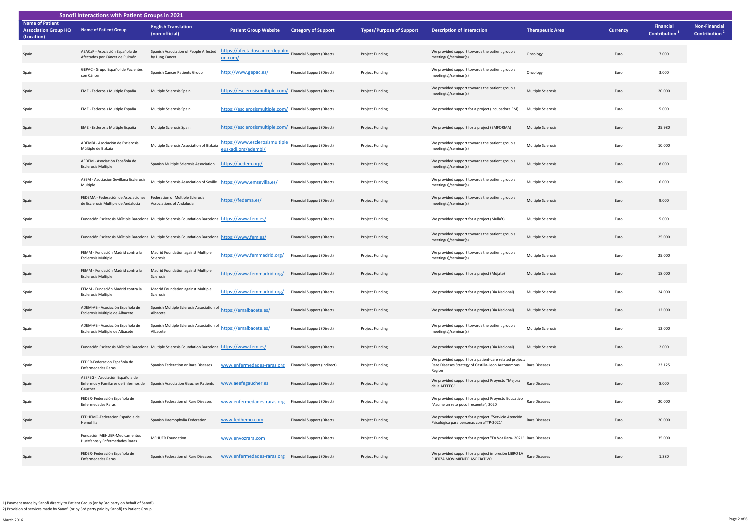## Sanofi Interactions with Patient Groups in 2021

| Name of Patient Association Group HQ (Location) | Name of Patient Group | English Translation (non-official) | Patient Group Website | Category of Support | Types/Purpose of Support | Description of Interaction | Therapeutic Area | Currency | Financial Contribution [1] | Non-Financial Contribution [2] |
|---|---|---|---|---|---|---|---|---|---|---|
| Spain | AEACaP - Asociación Española de Afectados por Cáncer de Pulmón | Spanish Association of People Affected by Lung Cancer | https://afectadoscancerdepulmon.com/ | Financial Support (Direct) | Project Funding | We provided support towards the patient group's meeting(s)/seminar(s) | Oncology | Euro | 7.000 | |
| Spain | GEPAC - Grupo Español de Pacientes con Cáncer | Spanish Cancer Patients Group | http://www.gepac.es/ | Financial Support (Direct) | Project Funding | We provided support towards the patient group's meeting(s)/seminar(s) | Oncology | Euro | 3.000 | |
| Spain | EME - Esclerosis Multiple España | Multiple Sclerosis Spain | https://esclerosismultiple.com/ | Financial Support (Direct) | Project Funding | We provided support towards the patient group's meeting(s)/seminar(s) | Multiple Sclerosis | Euro | 20.000 | |
| Spain | EME - Esclerosis Multiple España | Multiple Sclerosis Spain | https://esclerosismultiple.com/ | Financial Support (Direct) | Project Funding | We provided support for a project (Incubadora EM) | Multiple Sclerosis | Euro | 5.000 | |
| Spain | EME - Esclerosis Multiple España | Multiple Sclerosis Spain | https://esclerosismultiple.com/ | Financial Support (Direct) | Project Funding | We provided support for a project (EMFORMA) | Multiple Sclerosis | Euro | 25.980 | |
| Spain | ADEMBI - Asociación de Esclerosis Múltiple de Bizkaia | Multiple Sclerosis Association of Bizkaia | https://www.esclerosismultiple euskadi.org/adembi/ | Financial Support (Direct) | Project Funding | We provided support towards the patient group's meeting(s)/seminar(s) | Multiple Sclerosis | Euro | 10.000 | |
| Spain | AEDEM - Asociación Española de Esclerosis Múltiple | Spanish Multiple Sclerosis Association | https://aedem.org/ | Financial Support (Direct) | Project Funding | We provided support towards the patient group's meeting(s)/seminar(s) | Multiple Sclerosis | Euro | 8.000 | |
| Spain | ASEM - Asociación Sevillana Esclerosis Multiple | Multiple Sclerosis Association of Seville | https://www.emsevilla.es/ | Financial Support (Direct) | Project Funding | We provided support towards the patient group's meeting(s)/seminar(s) | Multiple Sclerosis | Euro | 6.000 | |
| Spain | FEDEMA - Federación de Asociaciones de Esclerosis Múltiple de Andalucía | Federation of Multiple Sclerosis Associations of Andalusia | https://fedema.es/ | Financial Support (Direct) | Project Funding | We provided support towards the patient group's meeting(s)/seminar(s) | Multiple Sclerosis | Euro | 9.000 | |
| Spain | Fundación Esclerosis Múltiple Barcelona | Multiple Sclerosis Foundation Barcelona | https://www.fem.es/ | Financial Support (Direct) | Project Funding | We provided support for a project (Mulla't) | Multiple Sclerosis | Euro | 5.000 | |
| Spain | Fundación Esclerosis Múltiple Barcelona | Multiple Sclerosis Foundation Barcelona | https://www.fem.es/ | Financial Support (Direct) | Project Funding | We provided support towards the patient group's meeting(s)/seminar(s) | Multiple Sclerosis | Euro | 25.000 | |
| Spain | FEMM - Fundación Madrid contra la Esclerosis Múltiple | Madrid Foundation against Multiple Sclerosis | https://www.femmadrid.org/ | Financial Support (Direct) | Project Funding | We provided support towards the patient group's meeting(s)/seminar(s) | Multiple Sclerosis | Euro | 25.000 | |
| Spain | FEMM - Fundación Madrid contra la Esclerosis Múltiple | Madrid Foundation against Multiple Sclerosis | https://www.femmadrid.org/ | Financial Support (Direct) | Project Funding | We provided support for a project (Mójate) | Multiple Sclerosis | Euro | 18.000 | |
| Spain | FEMM - Fundación Madrid contra la Esclerosis Múltiple | Madrid Foundation against Multiple Sclerosis | https://www.femmadrid.org/ | Financial Support (Direct) | Project Funding | We provided support for a project (Día Nacional) | Multiple Sclerosis | Euro | 24.000 | |
| Spain | ADEM-AB - Asociación Española de Esclerosis Múltiple de Albacete | Spanish Multiple Sclerosis Association of Albacete | https://emalbacete.es/ | Financial Support (Direct) | Project Funding | We provided support for a project (Día Nacional) | Multiple Sclerosis | Euro | 12.000 | |
| Spain | ADEM-AB - Asociación Española de Esclerosis Múltiple de Albacete | Spanish Multiple Sclerosis Association of Albacete | https://emalbacete.es/ | Financial Support (Direct) | Project Funding | We provided support towards the patient group's meeting(s)/seminar(s) | Multiple Sclerosis | Euro | 12.000 | |
| Spain | Fundación Esclerosis Múltiple Barcelona | Multiple Sclerosis Foundation Barcelona | https://www.fem.es/ | Financial Support (Direct) | Project Funding | We provided support for a project (Día Nacional) | Multiple Sclerosis | Euro | 2.000 | |
| Spain | FEDER-Federacion Española de Enfermedades Raras | Spanish Federation or Rare Diseases | www.enfermedades-raras.org | Financial Support (Indirect) | Project Funding | We provided support for a patient-care related project: Rare Diseases Strategy of Castilla-Leon Autonomous Region | Rare Diseases | Euro | 23.125 | |
| Spain | AEEFEG - Asociación Española de Enfermos y Familares de Enfermos de Gaucher | Spanish Association Gaucher Patients | www.aeefegaucher.es | Financial Support (Direct) | Project Funding | We provided support for a project Proyecto "Mejora de la AEEFEG" | Rare Diseases | Euro | 8.000 | |
| Spain | FEDER- Federación Española de Enfermedades Raras | Spanish Federation of Rare Diseases | www.enfermedades-raras.org | Financial Support (Direct) | Project Funding | We provided support for a project Proyecto Educativo "Asume un reto poco frecuente", 2020 | Rare Diseases | Euro | 20.000 | |
| Spain | FEDHEMO-Federacion Española de Hemofilia | Spanish Haemophylia Federation | www.fedhemo.com | Financial Support (Direct) | Project Funding | We provided support for a project. "Servicio Atención Psicológica para personas con aTTP-2021" | Rare Diseases | Euro | 20.000 | |
| Spain | Fundación MEHUER-Medicamentos Huérfanos y Enfermedades Raras | MEHUER Foundation | www.envozrara.com | Financial Support (Direct) | Project Funding | We provided support for a project "En Voz Rara- 2021" | Rare Diseases | Euro | 35.000 | |
| Spain | FEDER- Federación Española de Enfermedades Raras | Spanish Federation of Rare Diseases | www.enfermedades-raras.org | Financial Support (Direct) | Project Funding | We provided support for a project impresión LIBRO LA FUERZA MOVIMIENTO ASOCIATIVO | Rare Diseases | Euro | 1.380 | |

1) Payment made by Sanofi directly to Patient Group (or by 3rd party on behalf of Sanofi)
2) Provision of services made by Sanofi (or by 3rd party paid by Sanofi) to Patient Group

March 2016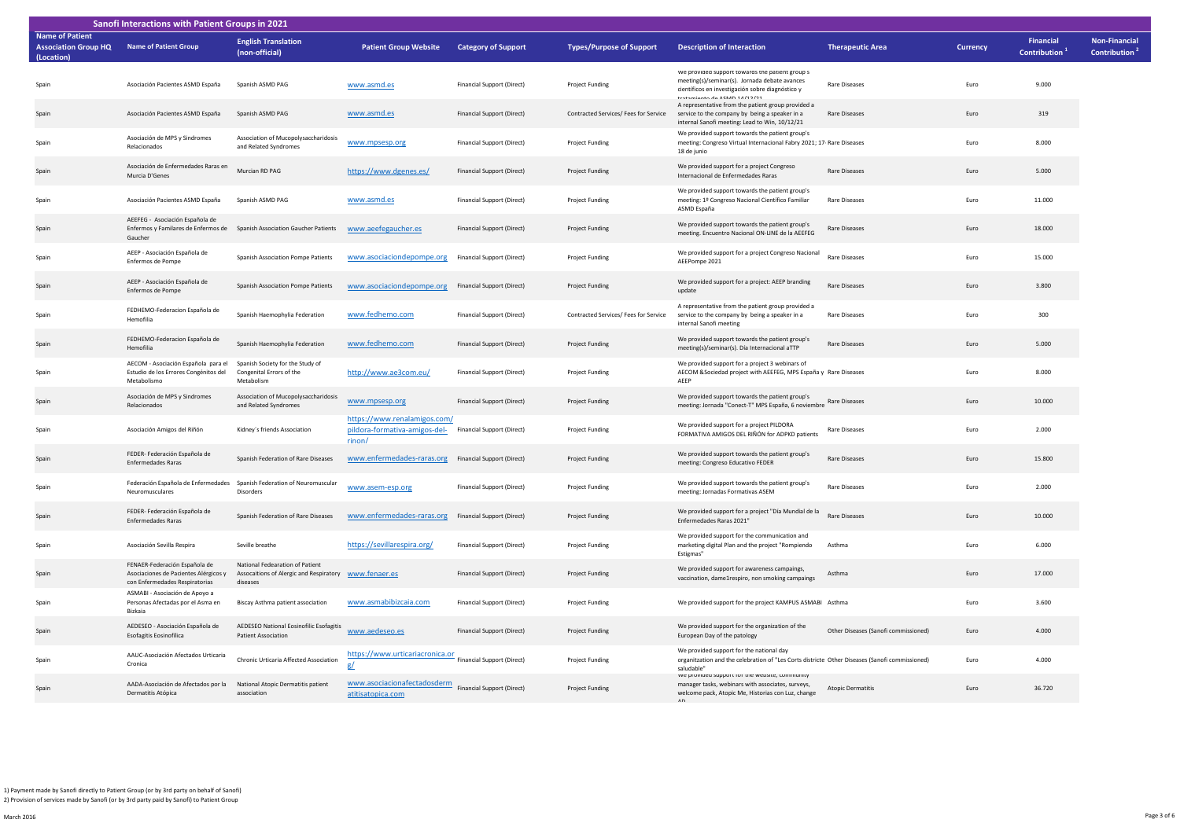## Sanofi Interactions with Patient Groups in 2021

| Name of Patient Association Group HQ (Location) | Name of Patient Group | English Translation (non-official) | Patient Group Website | Category of Support | Types/Purpose of Support | Description of Interaction | Therapeutic Area | Currency | Financial Contribution [1] | Non-Financial Contribution [2] |
|---|---|---|---|---|---|---|---|---|---|---|
| Spain | Asociación Pacientes ASMD España | Spanish ASMD PAG | www.asmd.es | Financial Support (Direct) | Project Funding | We provided support towards the patient group's meeting(s)/seminar(s). Jornada debate avances científicos en investigación sobre diagnóstico y tratamiento de ASMD 14/12/21 | Rare Diseases | Euro | 9.000 | |
| Spain | Asociación Pacientes ASMD España | Spanish ASMD PAG | www.asmd.es | Financial Support (Direct) | Contracted Services/ Fees for Service | A representative from the patient group provided a service to the company by being a speaker in a internal Sanofi meeting: Lead to Win, 10/12/21 | Rare Diseases | Euro | 319 | |
| Spain | Asociación de MPS y Síndromes Relacionados | Association of Mucopolysaccharidosis and Related Syndromes | www.mpsesp.org | Financial Support (Direct) | Project Funding | We provided support towards the patient group's meeting: Congreso Virtual Internacional Fabry 2021; 17-18 de junio | Rare Diseases | Euro | 8.000 | |
| Spain | Asociación de Enfermedades Raras en Murcia D'Genes | Murcian RD PAG | https://www.dgenes.es/ | Financial Support (Direct) | Project Funding | We provided support for a project Congreso Internacional de Enfermedades Raras | Rare Diseases | Euro | 5.000 | |
| Spain | Asociación Pacientes ASMD España | Spanish ASMD PAG | www.asmd.es | Financial Support (Direct) | Project Funding | We provided support towards the patient group's meeting: 1º Congreso Nacional Científico Familiar ASMD España | Rare Diseases | Euro | 11.000 | |
| Spain | AEEFEG - Asociación Española de Enfermos y Familares de Enfermos de Gaucher | Spanish Association Gaucher Patients | www.aeefegaucher.es | Financial Support (Direct) | Project Funding | We provided support towards the patient group's meeting. Encuentro Nacional ON-LINE de la AEEFEG | Rare Diseases | Euro | 18.000 | |
| Spain | AEEP - Asociación Española de Enfermos de Pompe | Spanish Association Pompe Patients | www.asociaciondepompe.org | Financial Support (Direct) | Project Funding | We provided support for a project Congreso Nacional AEEPompe 2021 | Rare Diseases | Euro | 15.000 | |
| Spain | AEEP - Asociación Española de Enfermos de Pompe | Spanish Association Pompe Patients | www.asociaciondepompe.org | Financial Support (Direct) | Project Funding | We provided support for a project: AEEP branding update | Rare Diseases | Euro | 3.800 | |
| Spain | FEDHEMO-Federacion Española de Hemofilia | Spanish Haemophylia Federation | www.fedhemo.com | Financial Support (Direct) | Contracted Services/ Fees for Service | A representative from the patient group provided a service to the company by being a speaker in a internal Sanofi meeting | Rare Diseases | Euro | 300 | |
| Spain | FEDHEMO-Federacion Española de Hemofilia | Spanish Haemophylia Federation | www.fedhemo.com | Financial Support (Direct) | Project Funding | We provided support towards the patient group's meeting(s)/seminar(s). Día Internacional aTTP | Rare Diseases | Euro | 5.000 | |
| Spain | AECOM - Asociación Española para el Estudio de los Errores Congénitos del Metabolismo | Spanish Society for the Study of Congenital Errors of the Metabolism | http://www.ae3com.eu/ | Financial Support (Direct) | Project Funding | We provided support for a project 3 webinars of AECOM &Sociedad project with AEEFEG, MPS España y AEEP | Rare Diseases | Euro | 8.000 | |
| Spain | Asociación de MPS y Síndromes Relacionados | Association of Mucopolysaccharidosis and Related Syndromes | www.mpsesp.org | Financial Support (Direct) | Project Funding | We provided support towards the patient group's meeting: Jornada "Conect-T" MPS España, 6 noviembre | Rare Diseases | Euro | 10.000 | |
| Spain | Asociación Amigos del Riñón | Kidney´s friends Association | https://www.renalamigos.com/pildora-formativa-amigos-del-rinon/ | Financial Support (Direct) | Project Funding | We provided support for a project PILDORA FORMATIVA AMIGOS DEL RIÑÓN for ADPKD patients | Rare Diseases | Euro | 2.000 | |
| Spain | FEDER- Federación Española de Enfermedades Raras | Spanish Federation of Rare Diseases | www.enfermedades-raras.org | Financial Support (Direct) | Project Funding | We provided support towards the patient group's meeting: Congreso Educativo FEDER | Rare Diseases | Euro | 15.800 | |
| Spain | Federación Española de Enfermedades Neuromusculares | Spanish Federation of Neuromuscular Disorders | www.asem-esp.org | Financial Support (Direct) | Project Funding | We provided support towards the patient group's meeting: Jornadas Formativas ASEM | Rare Diseases | Euro | 2.000 | |
| Spain | FEDER- Federación Española de Enfermedades Raras | Spanish Federation of Rare Diseases | www.enfermedades-raras.org | Financial Support (Direct) | Project Funding | We provided support for a project "Día Mundial de la Enfermedades Raras 2021" | Rare Diseases | Euro | 10.000 | |
| Spain | Asociación Sevilla Respira | Seville breathe | https://sevillarespira.org/ | Financial Support (Direct) | Project Funding | We provided support for the communication and marketing digital Plan and the project "Rompiendo Estigmas" | Asthma | Euro | 6.000 | |
| Spain | FENAER-Federación Española de Asociaciones de Pacientes Alérgicos y con Enfermedades Respiratorias | National Fedearation of Patient Asssocaitions of Alergic and Respiratory diseases | www.fenaer.es | Financial Support (Direct) | Project Funding | We provided support for awareness campaings, vaccination, dame1respiro, non smoking campaings | Asthma | Euro | 17.000 | |
| Spain | ASMABI - Asociación de Apoyo a Personas Afectadas por el Asma en Bizkaia | Biscay Asthma patient association | www.asmabibizcaia.com | Financial Support (Direct) | Project Funding | We provided support for the project KAMPUS ASMABI | Asthma | Euro | 3.600 | |
| Spain | AEDESEO - Asociación Española de Esofagitis Eosinofílica | AEDESEO National Eosinofilic Esofagitis Patient Association | www.aedeseo.es | Financial Support (Direct) | Project Funding | We provided support for the organization of the European Day of the patology | Other Diseases (Sanofi commissioned) | Euro | 4.000 | |
| Spain | AAUC-Asociación Afectados Urticaria Cronica | Chronic Urticaria Affected Association | https://www.urticariacronica.org/ | Financial Support (Direct) | Project Funding | We provided support for the national day organitzation and the celebration of "Les Corts districte saludable" | Other Diseases (Sanofi commissioned) | Euro | 4.000 | |
| Spain | AADA-Asociación de Afectados por la Dermatitis Atópica | National Atopic Dermatitis patient association | www.asociacionafectadosdermatitisatopica.com | Financial Support (Direct) | Project Funding | We provided support for the website, community manager tasks, webinars with associates, surveys, welcome pack, Atopic Me, Historias con Luz, change AD | Atopic Dermatitis | Euro | 36.720 | |

1) Payment made by Sanofi directly to Patient Group (or by 3rd party on behalf of Sanofi)
2) Provision of services made by Sanofi (or by 3rd party paid by Sanofi) to Patient Group

March 2016